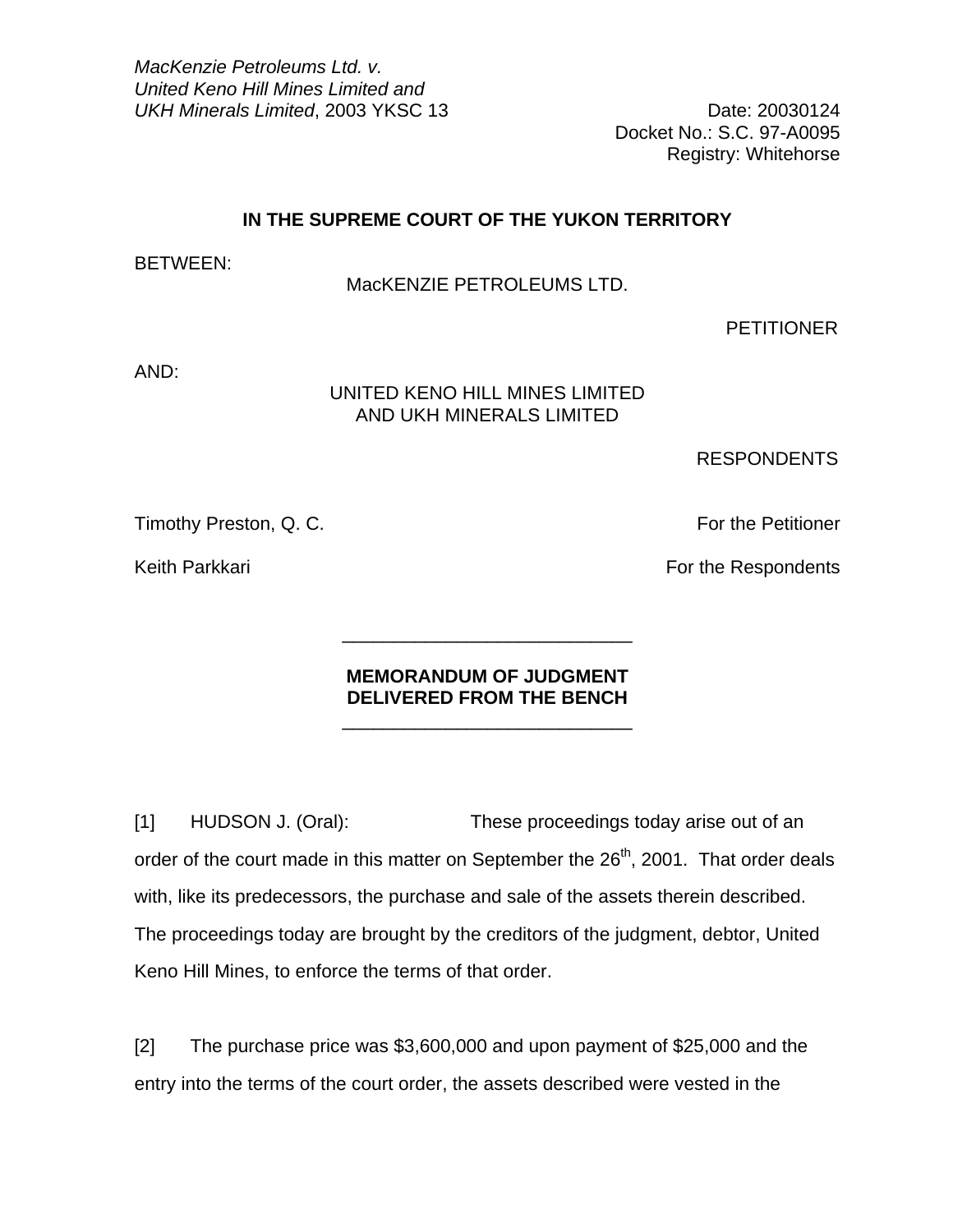*MacKenzie Petroleums Ltd. v. United Keno Hill Mines Limited and UKH Minerals Limited*, 2003 YKSC 13

Date: 20030124
Docket No.: S.C. 97-A0095
Registry: Whitehorse

**IN THE SUPREME COURT OF THE YUKON TERRITORY**

BETWEEN:

MacKENZIE PETROLEUMS LTD.

PETITIONER

AND:

UNITED KENO HILL MINES LIMITED
AND UKH MINERALS LIMITED

RESPONDENTS

Timothy Preston, Q. C. — For the Petitioner

Keith Parkkari — For the Respondents

---

**MEMORANDUM OF JUDGMENT**
**DELIVERED FROM THE BENCH**

---

[1] HUDSON J. (Oral): These proceedings today arise out of an order of the court made in this matter on September the 26th, 2001. That order deals with, like its predecessors, the purchase and sale of the assets therein described. The proceedings today are brought by the creditors of the judgment, debtor, United Keno Hill Mines, to enforce the terms of that order.

[2] The purchase price was $3,600,000 and upon payment of $25,000 and the entry into the terms of the court order, the assets described were vested in the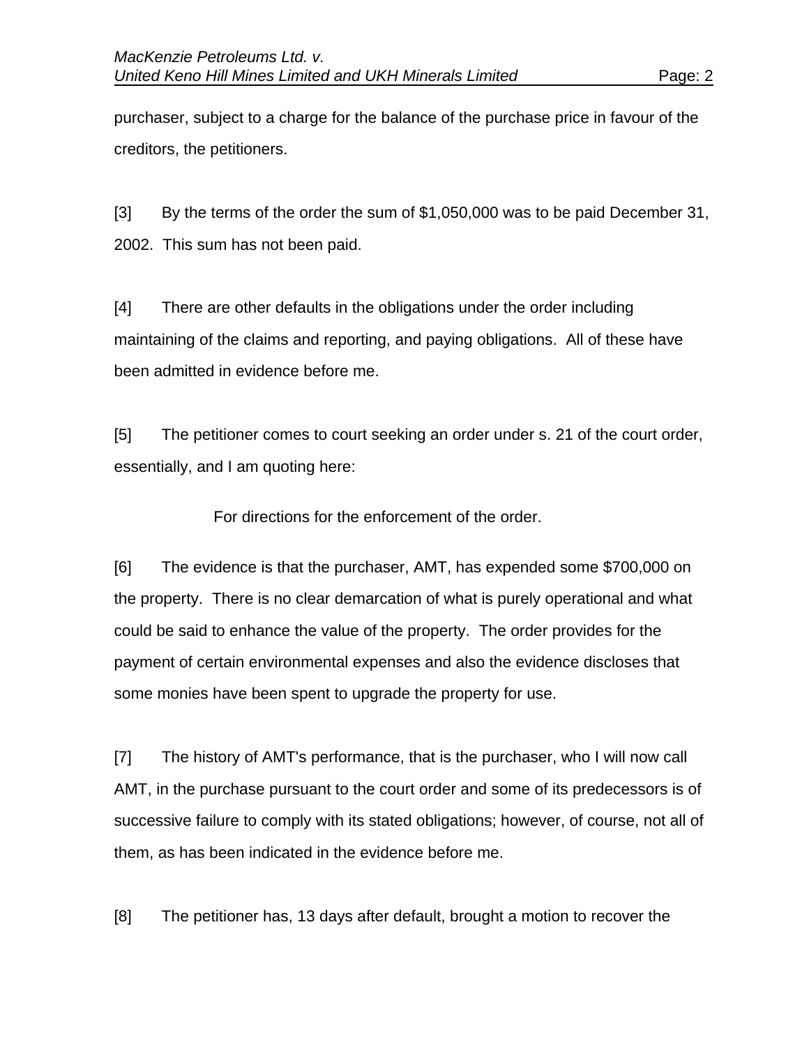purchaser, subject to a charge for the balance of the purchase price in favour of the creditors, the petitioners.

[3] By the terms of the order the sum of $1,050,000 was to be paid December 31, 2002. This sum has not been paid.

[4] There are other defaults in the obligations under the order including maintaining of the claims and reporting, and paying obligations. All of these have been admitted in evidence before me.

[5] The petitioner comes to court seeking an order under s. 21 of the court order, essentially, and I am quoting here:

> For directions for the enforcement of the order.

[6] The evidence is that the purchaser, AMT, has expended some $700,000 on the property. There is no clear demarcation of what is purely operational and what could be said to enhance the value of the property. The order provides for the payment of certain environmental expenses and also the evidence discloses that some monies have been spent to upgrade the property for use.

[7] The history of AMT's performance, that is the purchaser, who I will now call AMT, in the purchase pursuant to the court order and some of its predecessors is of successive failure to comply with its stated obligations; however, of course, not all of them, as has been indicated in the evidence before me.

[8] The petitioner has, 13 days after default, brought a motion to recover the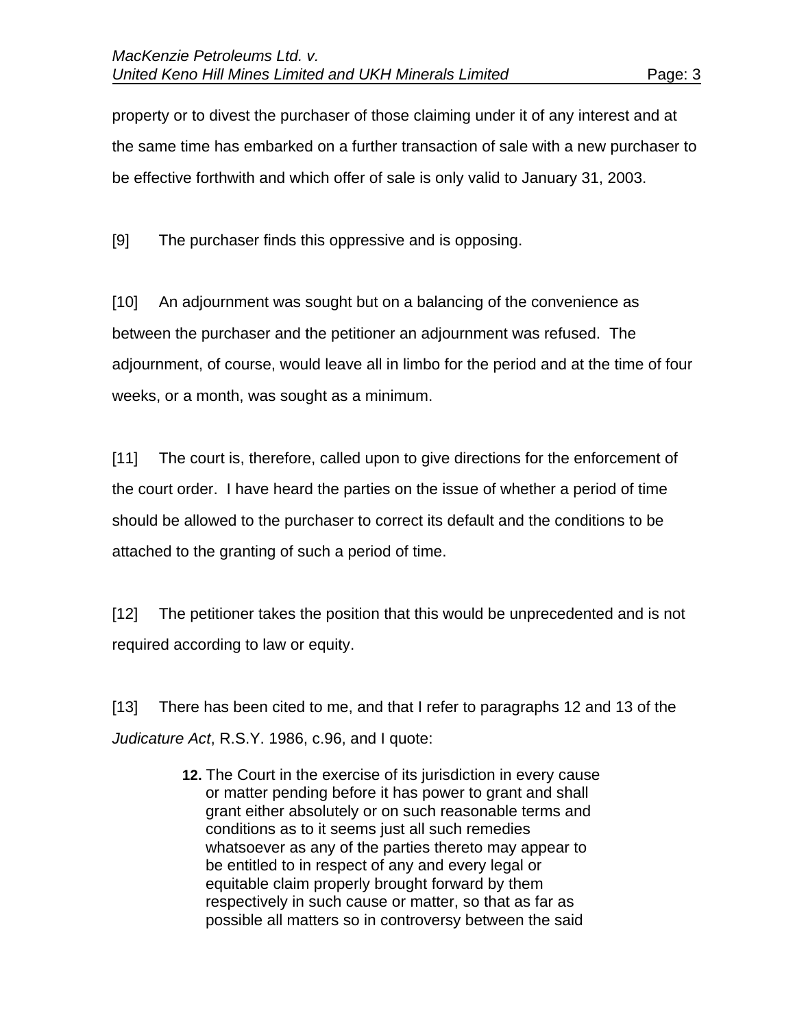property or to divest the purchaser of those claiming under it of any interest and at the same time has embarked on a further transaction of sale with a new purchaser to be effective forthwith and which offer of sale is only valid to January 31, 2003.

[9] The purchaser finds this oppressive and is opposing.

[10] An adjournment was sought but on a balancing of the convenience as between the purchaser and the petitioner an adjournment was refused. The adjournment, of course, would leave all in limbo for the period and at the time of four weeks, or a month, was sought as a minimum.

[11] The court is, therefore, called upon to give directions for the enforcement of the court order. I have heard the parties on the issue of whether a period of time should be allowed to the purchaser to correct its default and the conditions to be attached to the granting of such a period of time.

[12] The petitioner takes the position that this would be unprecedented and is not required according to law or equity.

[13] There has been cited to me, and that I refer to paragraphs 12 and 13 of the *Judicature Act*, R.S.Y. 1986, c.96, and I quote:

> **12.** The Court in the exercise of its jurisdiction in every cause or matter pending before it has power to grant and shall grant either absolutely or on such reasonable terms and conditions as to it seems just all such remedies whatsoever as any of the parties thereto may appear to be entitled to in respect of any and every legal or equitable claim properly brought forward by them respectively in such cause or matter, so that as far as possible all matters so in controversy between the said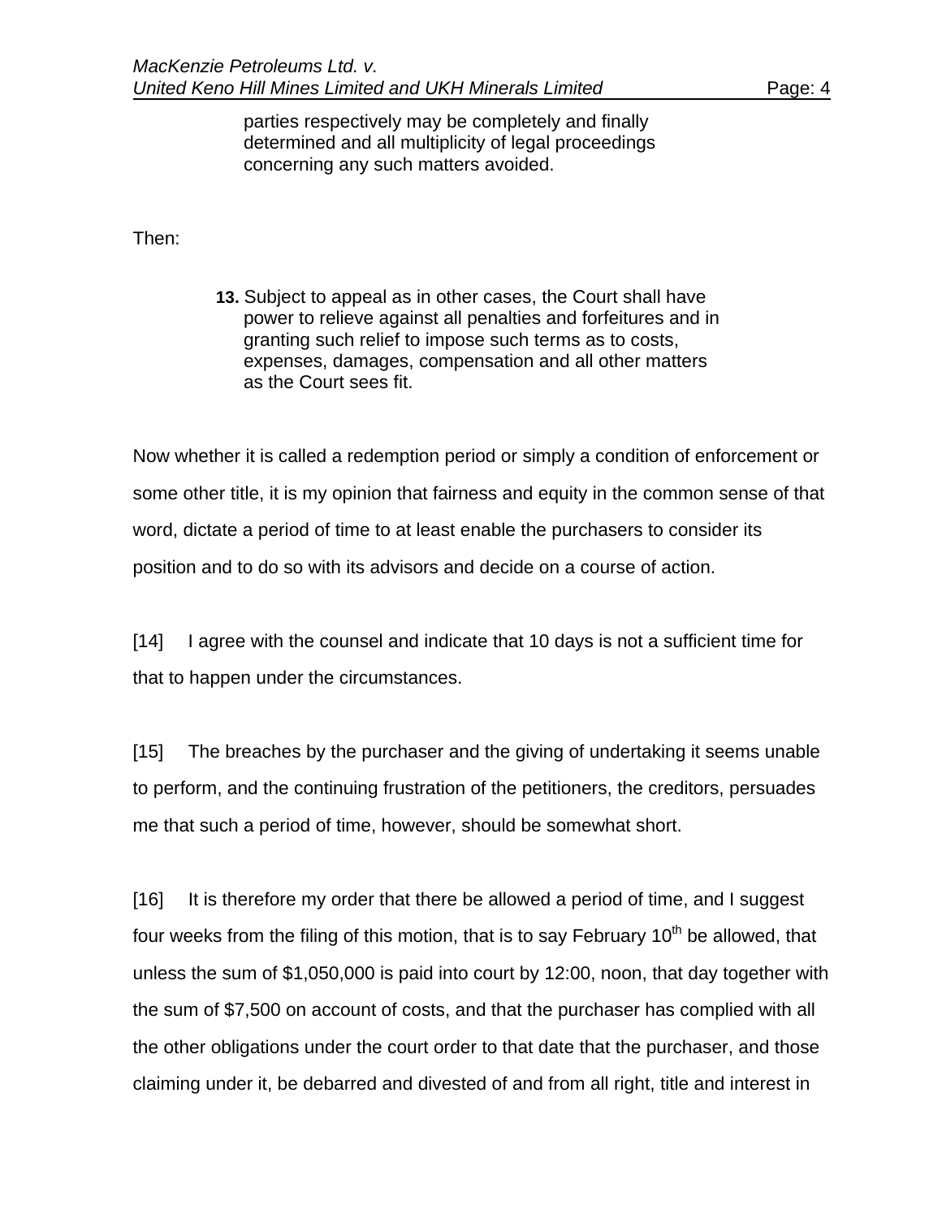> parties respectively may be completely and finally determined and all multiplicity of legal proceedings concerning any such matters avoided.

Then:

> **13.** Subject to appeal as in other cases, the Court shall have power to relieve against all penalties and forfeitures and in granting such relief to impose such terms as to costs, expenses, damages, compensation and all other matters as the Court sees fit.

Now whether it is called a redemption period or simply a condition of enforcement or some other title, it is my opinion that fairness and equity in the common sense of that word, dictate a period of time to at least enable the purchasers to consider its position and to do so with its advisors and decide on a course of action.

[14] I agree with the counsel and indicate that 10 days is not a sufficient time for that to happen under the circumstances.

[15] The breaches by the purchaser and the giving of undertaking it seems unable to perform, and the continuing frustration of the petitioners, the creditors, persuades me that such a period of time, however, should be somewhat short.

[16] It is therefore my order that there be allowed a period of time, and I suggest four weeks from the filing of this motion, that is to say February 10th be allowed, that unless the sum of $1,050,000 is paid into court by 12:00, noon, that day together with the sum of $7,500 on account of costs, and that the purchaser has complied with all the other obligations under the court order to that date that the purchaser, and those claiming under it, be debarred and divested of and from all right, title and interest in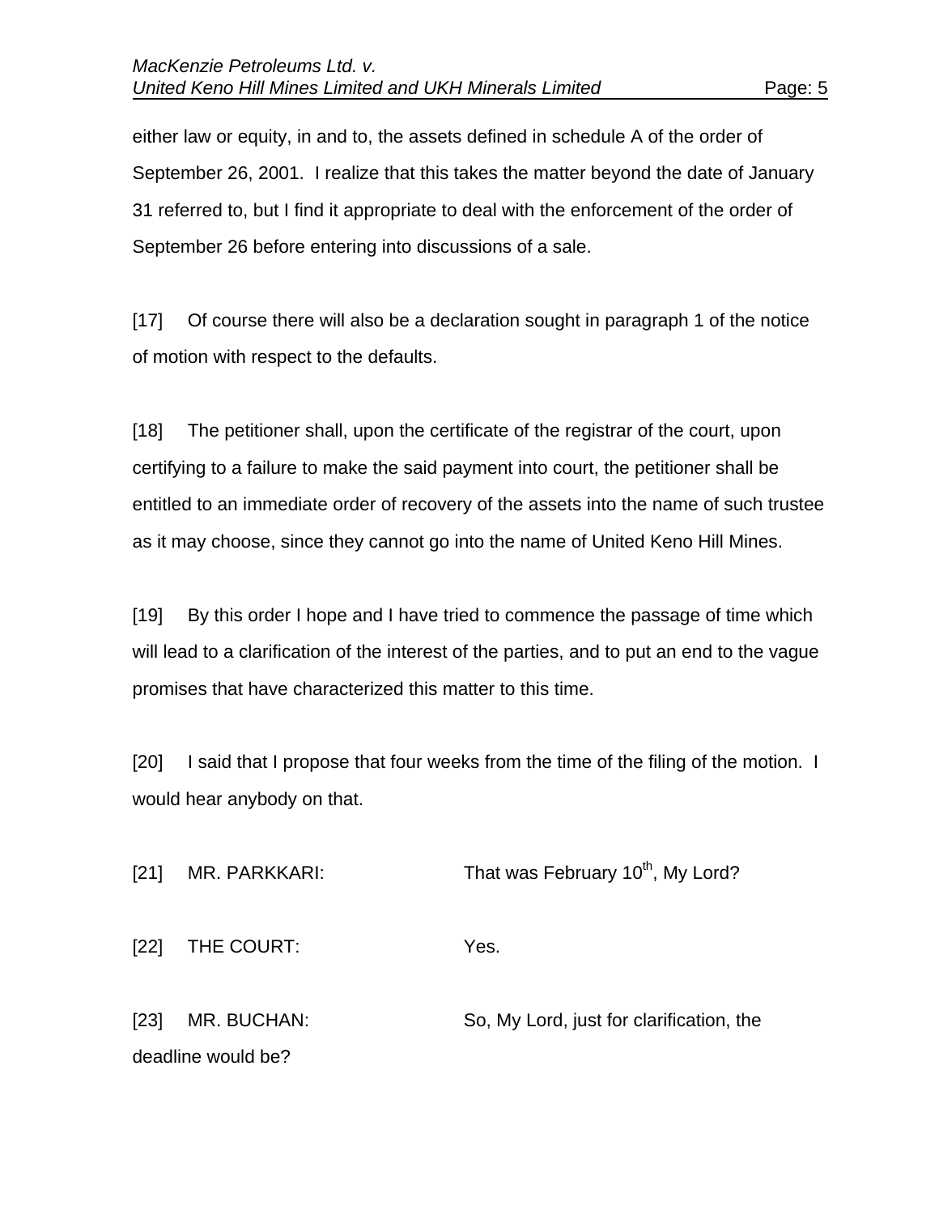either law or equity, in and to, the assets defined in schedule A of the order of September 26, 2001. I realize that this takes the matter beyond the date of January 31 referred to, but I find it appropriate to deal with the enforcement of the order of September 26 before entering into discussions of a sale.

[17] Of course there will also be a declaration sought in paragraph 1 of the notice of motion with respect to the defaults.

[18] The petitioner shall, upon the certificate of the registrar of the court, upon certifying to a failure to make the said payment into court, the petitioner shall be entitled to an immediate order of recovery of the assets into the name of such trustee as it may choose, since they cannot go into the name of United Keno Hill Mines.

[19] By this order I hope and I have tried to commence the passage of time which will lead to a clarification of the interest of the parties, and to put an end to the vague promises that have characterized this matter to this time.

[20] I said that I propose that four weeks from the time of the filing of the motion. I would hear anybody on that.

[21] MR. PARKKARI: That was February 10th, My Lord?

[22] THE COURT: Yes.

[23] MR. BUCHAN: So, My Lord, just for clarification, the deadline would be?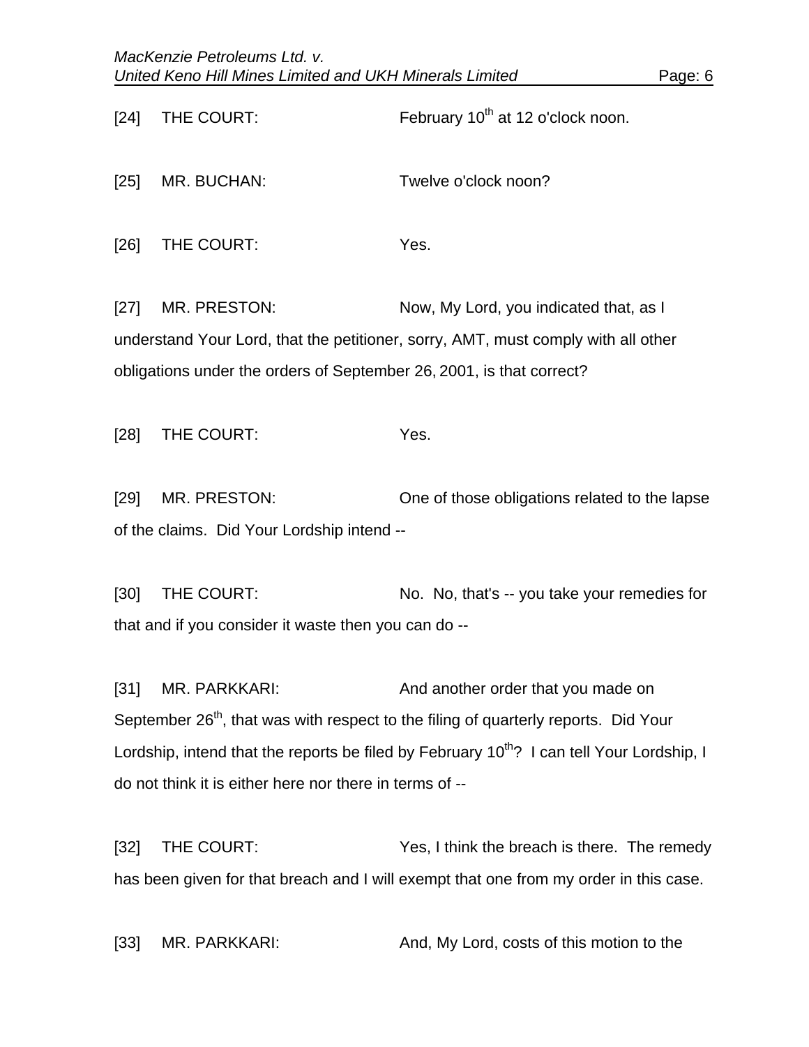[24] THE COURT: February 10th at 12 o'clock noon.

[25] MR. BUCHAN: Twelve o'clock noon?

[26] THE COURT: Yes.

[27] MR. PRESTON: Now, My Lord, you indicated that, as I understand Your Lord, that the petitioner, sorry, AMT, must comply with all other obligations under the orders of September 26, 2001, is that correct?

[28] THE COURT: Yes.

[29] MR. PRESTON: One of those obligations related to the lapse of the claims. Did Your Lordship intend --

[30] THE COURT: No. No, that's -- you take your remedies for that and if you consider it waste then you can do --

[31] MR. PARKKARI: And another order that you made on September 26th, that was with respect to the filing of quarterly reports. Did Your Lordship, intend that the reports be filed by February 10th? I can tell Your Lordship, I do not think it is either here nor there in terms of --

[32] THE COURT: Yes, I think the breach is there. The remedy has been given for that breach and I will exempt that one from my order in this case.

[33] MR. PARKKARI: And, My Lord, costs of this motion to the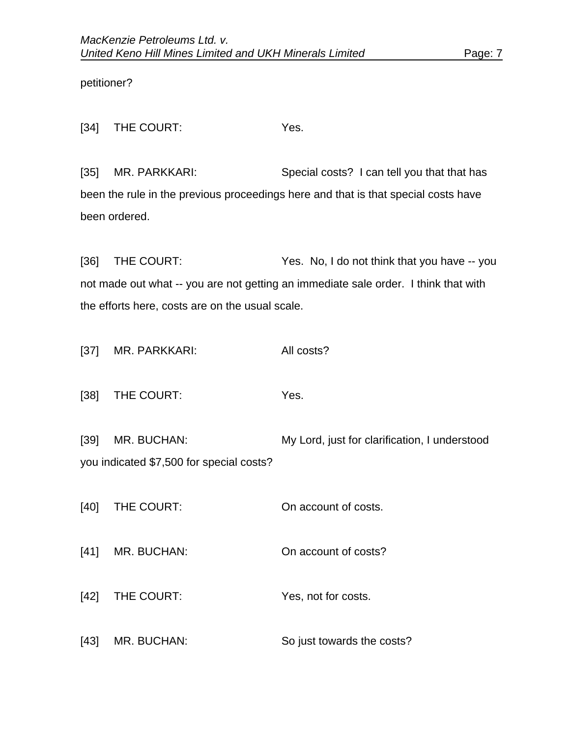petitioner?

[34] THE COURT: Yes.

[35] MR. PARKKARI: Special costs? I can tell you that that has been the rule in the previous proceedings here and that is that special costs have been ordered.

[36] THE COURT: Yes. No, I do not think that you have -- you not made out what -- you are not getting an immediate sale order. I think that with the efforts here, costs are on the usual scale.

[37] MR. PARKKARI: All costs?

[38] THE COURT: Yes.

[39] MR. BUCHAN: My Lord, just for clarification, I understood you indicated $7,500 for special costs?

[40] THE COURT: On account of costs.

[41] MR. BUCHAN: On account of costs?

[42] THE COURT: Yes, not for costs.

[43] MR. BUCHAN: So just towards the costs?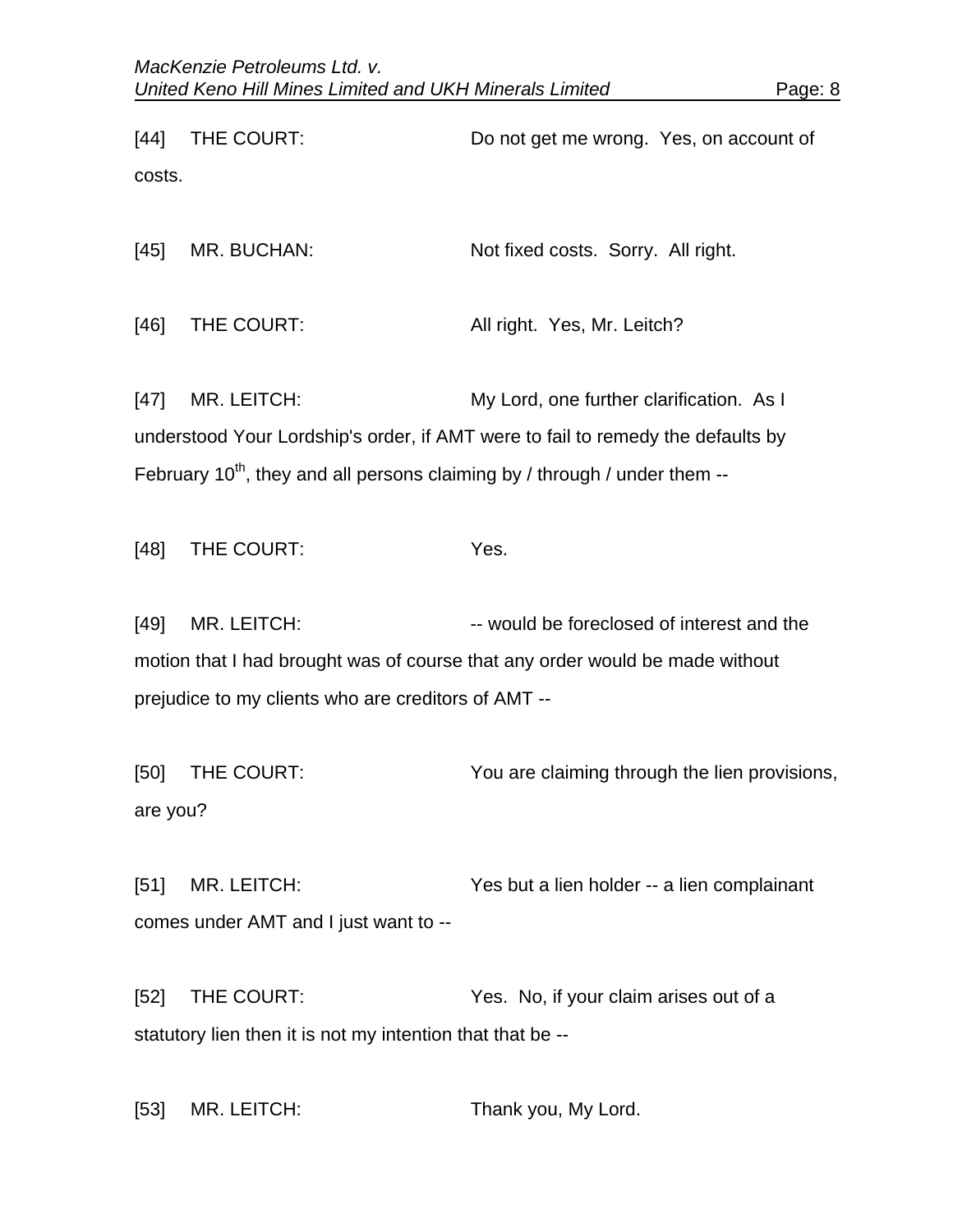[44] THE COURT: Do not get me wrong. Yes, on account of costs.

[45] MR. BUCHAN: Not fixed costs. Sorry. All right.

[46] THE COURT: All right. Yes, Mr. Leitch?

[47] MR. LEITCH: My Lord, one further clarification. As I understood Your Lordship's order, if AMT were to fail to remedy the defaults by February 10th, they and all persons claiming by / through / under them --

[48] THE COURT: Yes.

[49] MR. LEITCH: -- would be foreclosed of interest and the motion that I had brought was of course that any order would be made without prejudice to my clients who are creditors of AMT --

[50] THE COURT: You are claiming through the lien provisions, are you?

[51] MR. LEITCH: Yes but a lien holder -- a lien complainant comes under AMT and I just want to --

[52] THE COURT: Yes. No, if your claim arises out of a statutory lien then it is not my intention that that be --

[53] MR. LEITCH: Thank you, My Lord.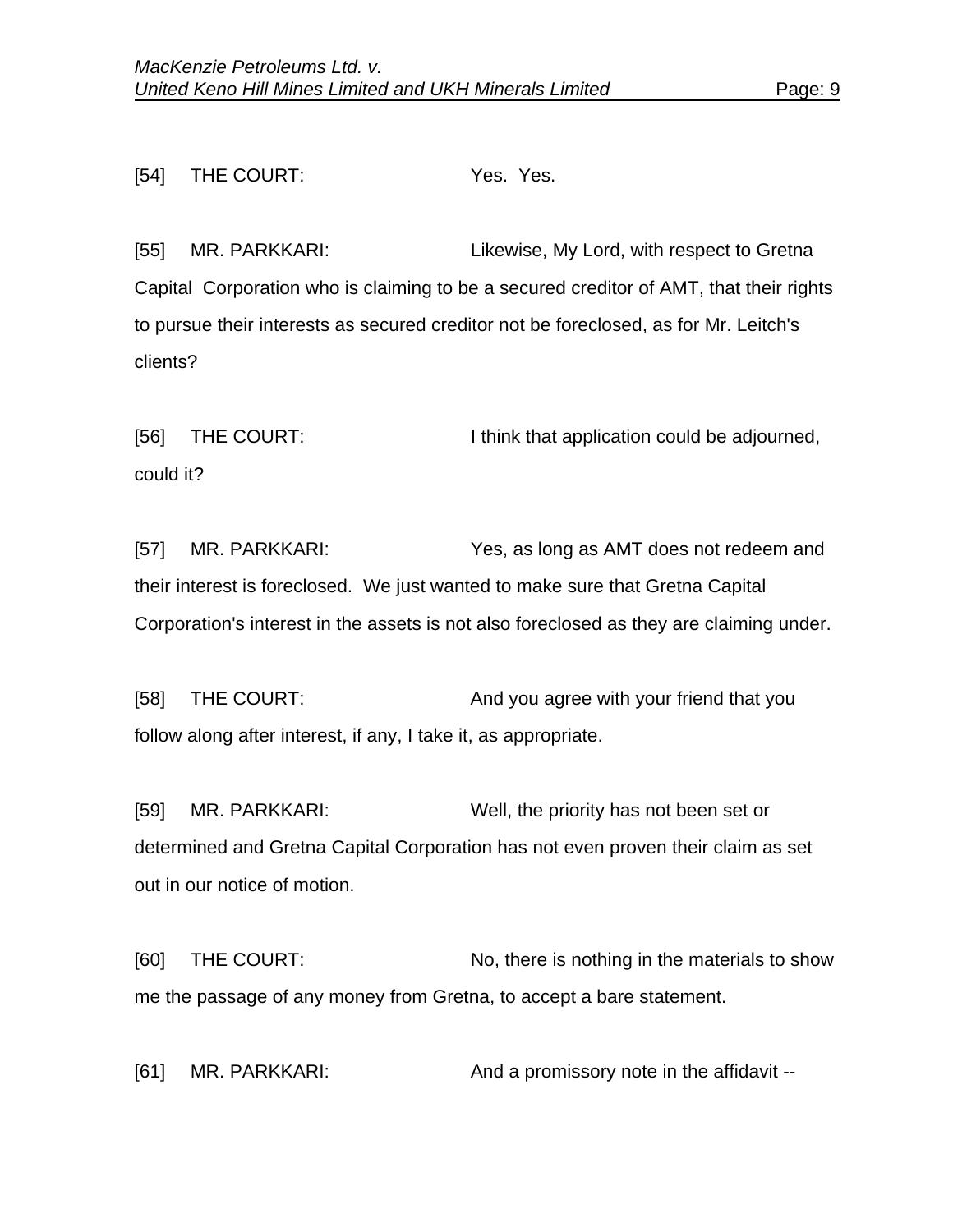[54] THE COURT: Yes. Yes.

[55] MR. PARKKARI: Likewise, My Lord, with respect to Gretna Capital Corporation who is claiming to be a secured creditor of AMT, that their rights to pursue their interests as secured creditor not be foreclosed, as for Mr. Leitch's clients?

[56] THE COURT: I think that application could be adjourned, could it?

[57] MR. PARKKARI: Yes, as long as AMT does not redeem and their interest is foreclosed. We just wanted to make sure that Gretna Capital Corporation's interest in the assets is not also foreclosed as they are claiming under.

[58] THE COURT: And you agree with your friend that you follow along after interest, if any, I take it, as appropriate.

[59] MR. PARKKARI: Well, the priority has not been set or determined and Gretna Capital Corporation has not even proven their claim as set out in our notice of motion.

[60] THE COURT: No, there is nothing in the materials to show me the passage of any money from Gretna, to accept a bare statement.

[61] MR. PARKKARI: And a promissory note in the affidavit --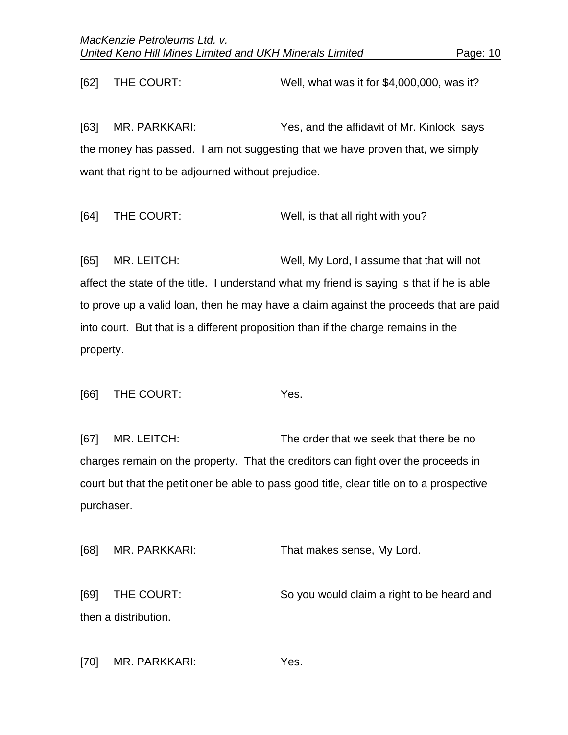[62] THE COURT: Well, what was it for $4,000,000, was it?

[63] MR. PARKKARI: Yes, and the affidavit of Mr. Kinlock says the money has passed. I am not suggesting that we have proven that, we simply want that right to be adjourned without prejudice.

[64] THE COURT: Well, is that all right with you?

[65] MR. LEITCH: Well, My Lord, I assume that that will not affect the state of the title. I understand what my friend is saying is that if he is able to prove up a valid loan, then he may have a claim against the proceeds that are paid into court. But that is a different proposition than if the charge remains in the property.

[66] THE COURT: Yes.

[67] MR. LEITCH: The order that we seek that there be no charges remain on the property. That the creditors can fight over the proceeds in court but that the petitioner be able to pass good title, clear title on to a prospective purchaser.

[68] MR. PARKKARI: That makes sense, My Lord.

[69] THE COURT: So you would claim a right to be heard and then a distribution.

[70] MR. PARKKARI: Yes.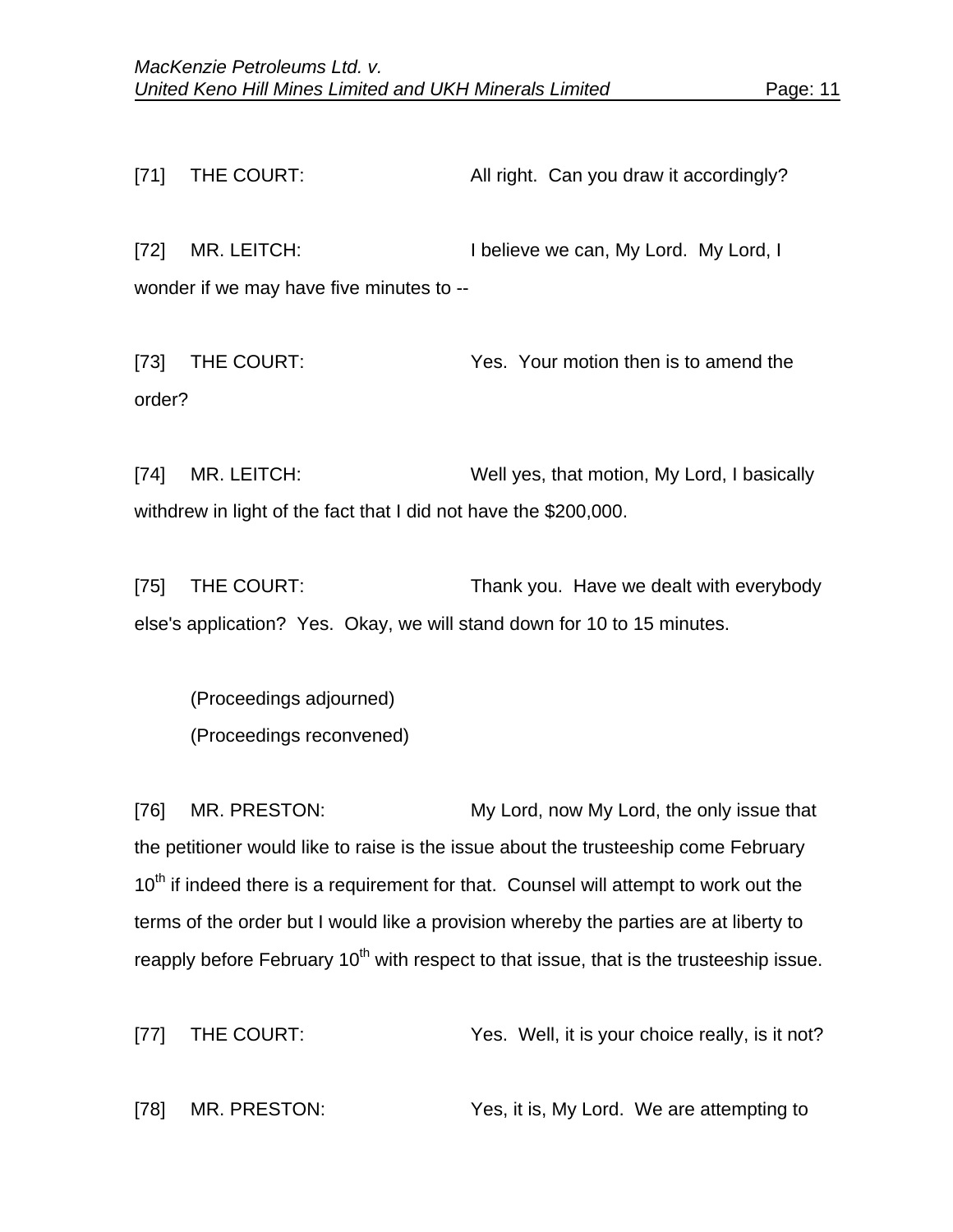[71] THE COURT: All right. Can you draw it accordingly?

[72] MR. LEITCH: I believe we can, My Lord. My Lord, I wonder if we may have five minutes to --

[73] THE COURT: Yes. Your motion then is to amend the order?

[74] MR. LEITCH: Well yes, that motion, My Lord, I basically withdrew in light of the fact that I did not have the $200,000.

[75] THE COURT: Thank you. Have we dealt with everybody else's application? Yes. Okay, we will stand down for 10 to 15 minutes.

(Proceedings adjourned)

(Proceedings reconvened)

[76] MR. PRESTON: My Lord, now My Lord, the only issue that the petitioner would like to raise is the issue about the trusteeship come February 10th if indeed there is a requirement for that. Counsel will attempt to work out the terms of the order but I would like a provision whereby the parties are at liberty to reapply before February 10th with respect to that issue, that is the trusteeship issue.

[77] THE COURT: Yes. Well, it is your choice really, is it not?

[78] MR. PRESTON: Yes, it is, My Lord. We are attempting to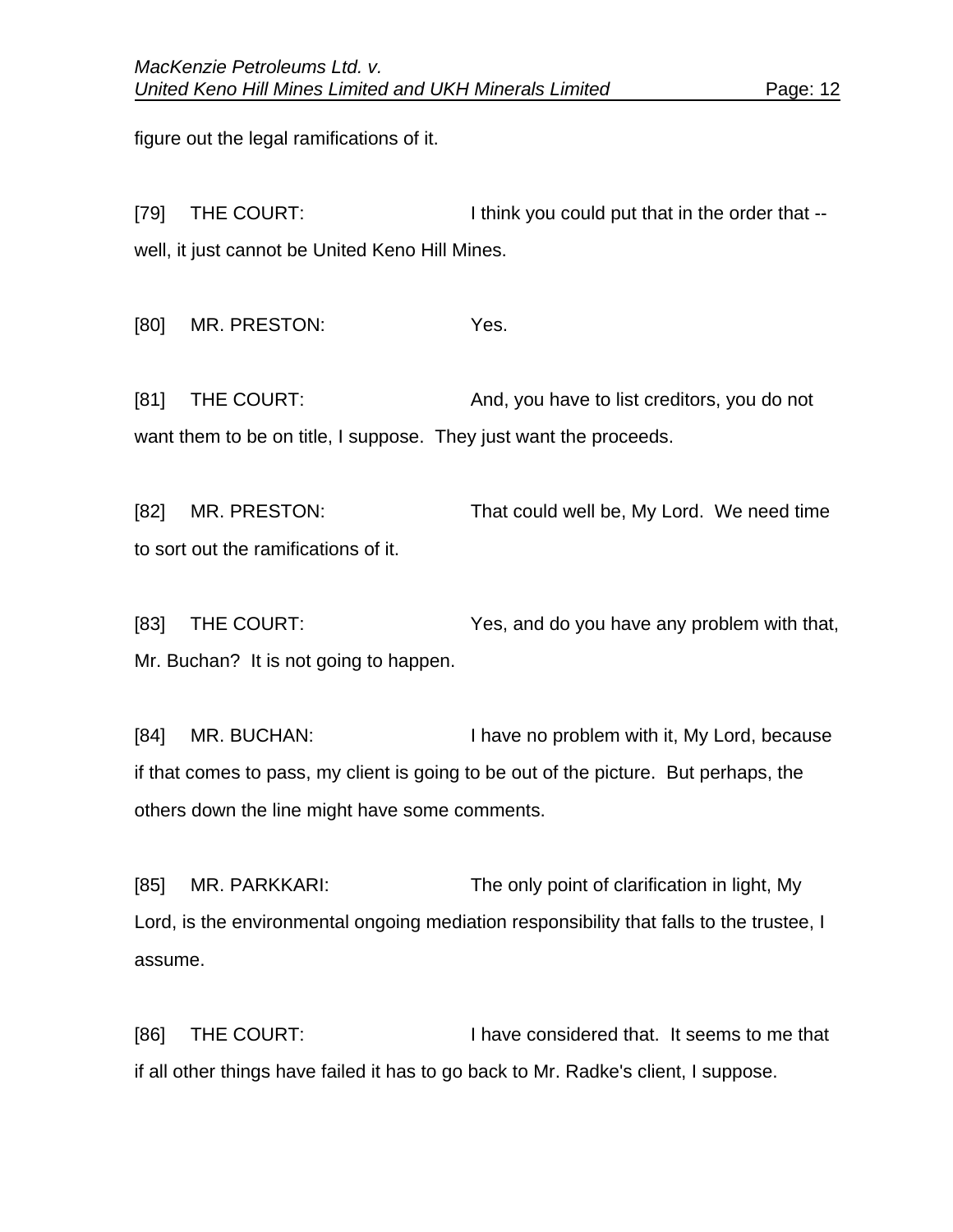figure out the legal ramifications of it.

[79] THE COURT: I think you could put that in the order that -- well, it just cannot be United Keno Hill Mines.

[80] MR. PRESTON: Yes.

[81] THE COURT: And, you have to list creditors, you do not want them to be on title, I suppose. They just want the proceeds.

[82] MR. PRESTON: That could well be, My Lord. We need time to sort out the ramifications of it.

[83] THE COURT: Yes, and do you have any problem with that, Mr. Buchan? It is not going to happen.

[84] MR. BUCHAN: I have no problem with it, My Lord, because if that comes to pass, my client is going to be out of the picture. But perhaps, the others down the line might have some comments.

[85] MR. PARKKARI: The only point of clarification in light, My Lord, is the environmental ongoing mediation responsibility that falls to the trustee, I assume.

[86] THE COURT: I have considered that. It seems to me that if all other things have failed it has to go back to Mr. Radke's client, I suppose.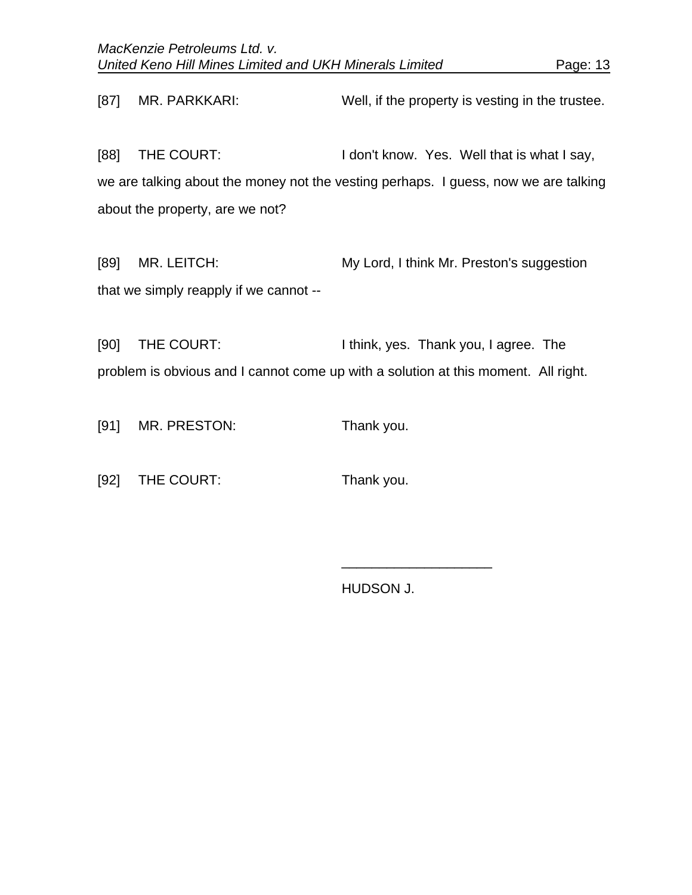[87] MR. PARKKARI: Well, if the property is vesting in the trustee.

[88] THE COURT: I don't know. Yes. Well that is what I say, we are talking about the money not the vesting perhaps. I guess, now we are talking about the property, are we not?

[89] MR. LEITCH: My Lord, I think Mr. Preston's suggestion that we simply reapply if we cannot --

[90] THE COURT: I think, yes. Thank you, I agree. The problem is obvious and I cannot come up with a solution at this moment. All right.

[91] MR. PRESTON: Thank you.

[92] THE COURT: Thank you.

____________________

HUDSON J.